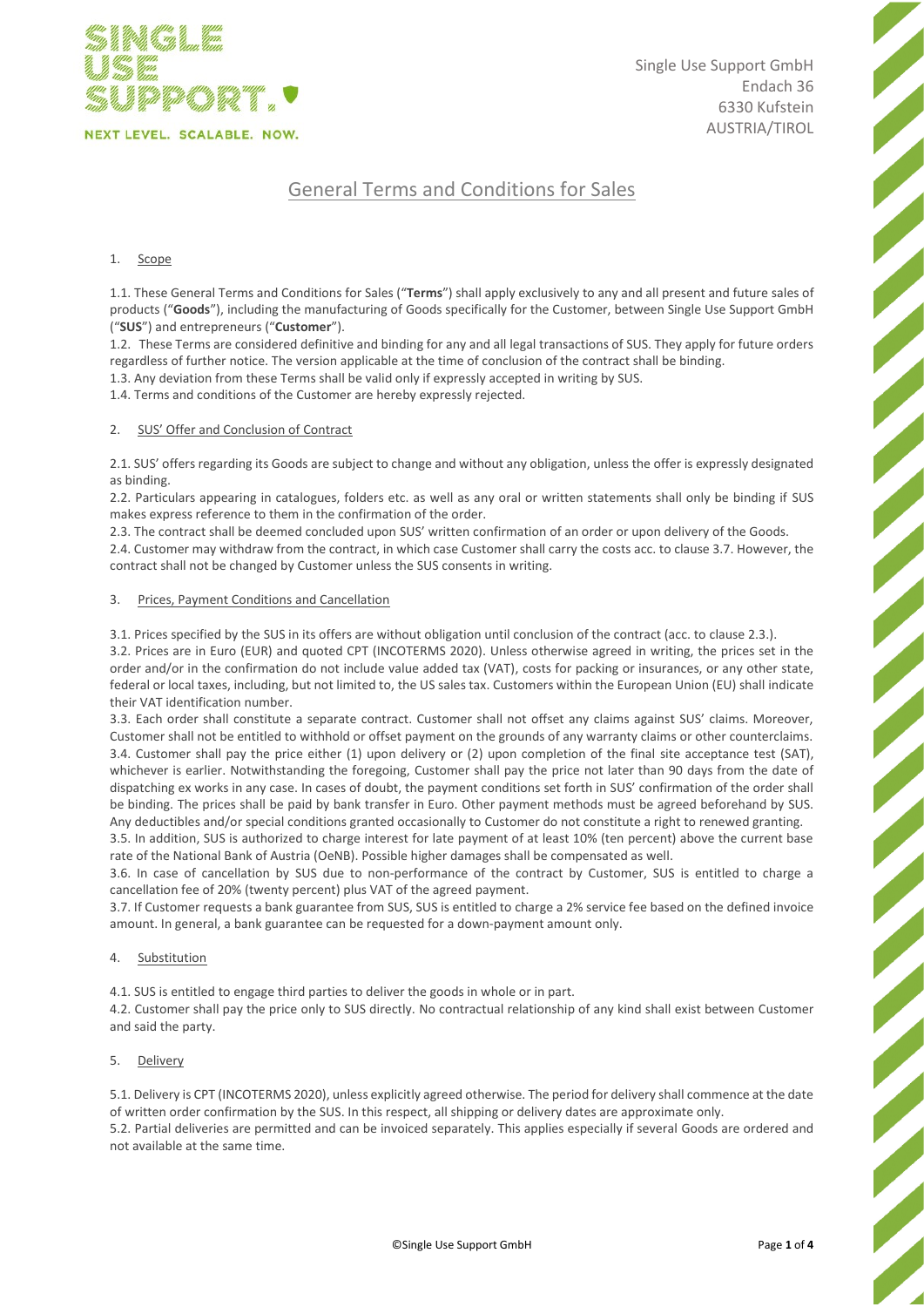SINGLE USE SUPPORT.

NEXT LEVEL. SCALABLE. NOW.

Single Use Support GmbH
Endach 36
6330 Kufstein
AUSTRIA/TIROL

# General Terms and Conditions for Sales

## 1. Scope

1.1. These General Terms and Conditions for Sales ("**Terms**") shall apply exclusively to any and all present and future sales of products ("**Goods**"), including the manufacturing of Goods specifically for the Customer, between Single Use Support GmbH ("**SUS**") and entrepreneurs ("**Customer**").

1.2. These Terms are considered definitive and binding for any and all legal transactions of SUS. They apply for future orders regardless of further notice. The version applicable at the time of conclusion of the contract shall be binding.

1.3. Any deviation from these Terms shall be valid only if expressly accepted in writing by SUS.

1.4. Terms and conditions of the Customer are hereby expressly rejected.

## 2. SUS' Offer and Conclusion of Contract

2.1. SUS' offers regarding its Goods are subject to change and without any obligation, unless the offer is expressly designated as binding.

2.2. Particulars appearing in catalogues, folders etc. as well as any oral or written statements shall only be binding if SUS makes express reference to them in the confirmation of the order.

2.3. The contract shall be deemed concluded upon SUS' written confirmation of an order or upon delivery of the Goods.

2.4. Customer may withdraw from the contract, in which case Customer shall carry the costs acc. to clause 3.7. However, the contract shall not be changed by Customer unless the SUS consents in writing.

## 3. Prices, Payment Conditions and Cancellation

3.1. Prices specified by the SUS in its offers are without obligation until conclusion of the contract (acc. to clause 2.3.).

3.2. Prices are in Euro (EUR) and quoted CPT (INCOTERMS 2020). Unless otherwise agreed in writing, the prices set in the order and/or in the confirmation do not include value added tax (VAT), costs for packing or insurances, or any other state, federal or local taxes, including, but not limited to, the US sales tax. Customers within the European Union (EU) shall indicate their VAT identification number.

3.3. Each order shall constitute a separate contract. Customer shall not offset any claims against SUS' claims. Moreover, Customer shall not be entitled to withhold or offset payment on the grounds of any warranty claims or other counterclaims.

3.4. Customer shall pay the price either (1) upon delivery or (2) upon completion of the final site acceptance test (SAT), whichever is earlier. Notwithstanding the foregoing, Customer shall pay the price not later than 90 days from the date of dispatching ex works in any case. In cases of doubt, the payment conditions set forth in SUS' confirmation of the order shall be binding. The prices shall be paid by bank transfer in Euro. Other payment methods must be agreed beforehand by SUS. Any deductibles and/or special conditions granted occasionally to Customer do not constitute a right to renewed granting.

3.5. In addition, SUS is authorized to charge interest for late payment of at least 10% (ten percent) above the current base rate of the National Bank of Austria (OeNB). Possible higher damages shall be compensated as well.

3.6. In case of cancellation by SUS due to non-performance of the contract by Customer, SUS is entitled to charge a cancellation fee of 20% (twenty percent) plus VAT of the agreed payment.

3.7. If Customer requests a bank guarantee from SUS, SUS is entitled to charge a 2% service fee based on the defined invoice amount. In general, a bank guarantee can be requested for a down-payment amount only.

## 4. Substitution

4.1. SUS is entitled to engage third parties to deliver the goods in whole or in part.

4.2. Customer shall pay the price only to SUS directly. No contractual relationship of any kind shall exist between Customer and said the party.

## 5. Delivery

5.1. Delivery is CPT (INCOTERMS 2020), unless explicitly agreed otherwise. The period for delivery shall commence at the date of written order confirmation by the SUS. In this respect, all shipping or delivery dates are approximate only.

5.2. Partial deliveries are permitted and can be invoiced separately. This applies especially if several Goods are ordered and not available at the same time.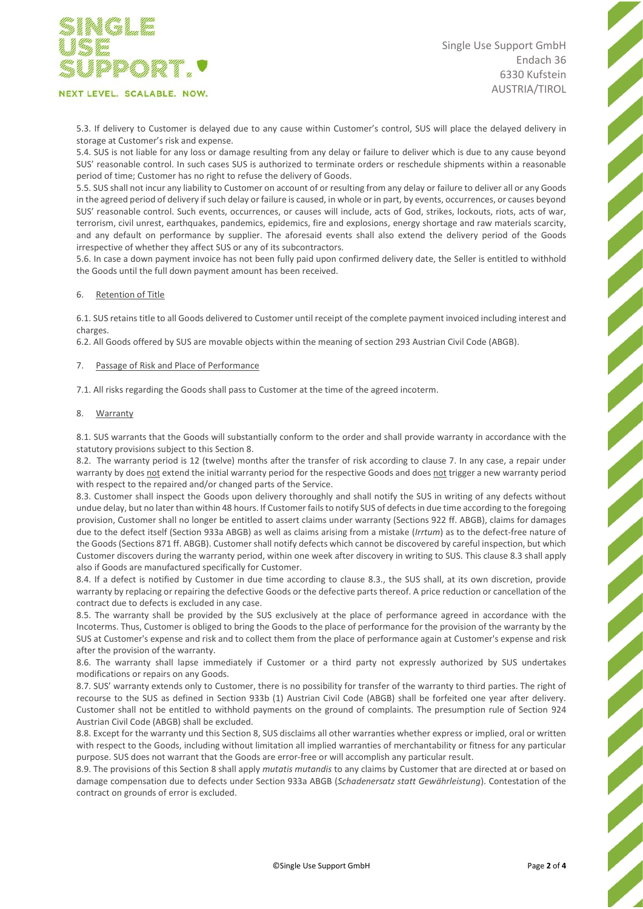5.3. If delivery to Customer is delayed due to any cause within Customer's control, SUS will place the delayed delivery in storage at Customer's risk and expense.

5.4. SUS is not liable for any loss or damage resulting from any delay or failure to deliver which is due to any cause beyond SUS' reasonable control. In such cases SUS is authorized to terminate orders or reschedule shipments within a reasonable period of time; Customer has no right to refuse the delivery of Goods.

5.5. SUS shall not incur any liability to Customer on account of or resulting from any delay or failure to deliver all or any Goods in the agreed period of delivery if such delay or failure is caused, in whole or in part, by events, occurrences, or causes beyond SUS' reasonable control. Such events, occurrences, or causes will include, acts of God, strikes, lockouts, riots, acts of war, terrorism, civil unrest, earthquakes, pandemics, epidemics, fire and explosions, energy shortage and raw materials scarcity, and any default on performance by supplier. The aforesaid events shall also extend the delivery period of the Goods irrespective of whether they affect SUS or any of its subcontractors.

5.6. In case a down payment invoice has not been fully paid upon confirmed delivery date, the Seller is entitled to withhold the Goods until the full down payment amount has been received.

## 6. Retention of Title

6.1. SUS retains title to all Goods delivered to Customer until receipt of the complete payment invoiced including interest and charges.

6.2. All Goods offered by SUS are movable objects within the meaning of section 293 Austrian Civil Code (ABGB).

## 7. Passage of Risk and Place of Performance

7.1. All risks regarding the Goods shall pass to Customer at the time of the agreed incoterm.

## 8. Warranty

8.1. SUS warrants that the Goods will substantially conform to the order and shall provide warranty in accordance with the statutory provisions subject to this Section 8.

8.2. The warranty period is 12 (twelve) months after the transfer of risk according to clause 7. In any case, a repair under warranty by does not extend the initial warranty period for the respective Goods and does not trigger a new warranty period with respect to the repaired and/or changed parts of the Service.

8.3. Customer shall inspect the Goods upon delivery thoroughly and shall notify the SUS in writing of any defects without undue delay, but no later than within 48 hours. If Customer fails to notify SUS of defects in due time according to the foregoing provision, Customer shall no longer be entitled to assert claims under warranty (Sections 922 ff. ABGB), claims for damages due to the defect itself (Section 933a ABGB) as well as claims arising from a mistake (*Irrtum*) as to the defect-free nature of the Goods (Sections 871 ff. ABGB). Customer shall notify defects which cannot be discovered by careful inspection, but which Customer discovers during the warranty period, within one week after discovery in writing to SUS. This clause 8.3 shall apply also if Goods are manufactured specifically for Customer.

8.4. If a defect is notified by Customer in due time according to clause 8.3., the SUS shall, at its own discretion, provide warranty by replacing or repairing the defective Goods or the defective parts thereof. A price reduction or cancellation of the contract due to defects is excluded in any case.

8.5. The warranty shall be provided by the SUS exclusively at the place of performance agreed in accordance with the Incoterms. Thus, Customer is obliged to bring the Goods to the place of performance for the provision of the warranty by the SUS at Customer's expense and risk and to collect them from the place of performance again at Customer's expense and risk after the provision of the warranty.

8.6. The warranty shall lapse immediately if Customer or a third party not expressly authorized by SUS undertakes modifications or repairs on any Goods.

8.7. SUS' warranty extends only to Customer, there is no possibility for transfer of the warranty to third parties. The right of recourse to the SUS as defined in Section 933b (1) Austrian Civil Code (ABGB) shall be forfeited one year after delivery. Customer shall not be entitled to withhold payments on the ground of complaints. The presumption rule of Section 924 Austrian Civil Code (ABGB) shall be excluded.

8.8. Except for the warranty und this Section 8, SUS disclaims all other warranties whether express or implied, oral or written with respect to the Goods, including without limitation all implied warranties of merchantability or fitness for any particular purpose. SUS does not warrant that the Goods are error-free or will accomplish any particular result.

8.9. The provisions of this Section 8 shall apply *mutatis mutandis* to any claims by Customer that are directed at or based on damage compensation due to defects under Section 933a ABGB (*Schadenersatz statt Gewährleistung*). Contestation of the contract on grounds of error is excluded.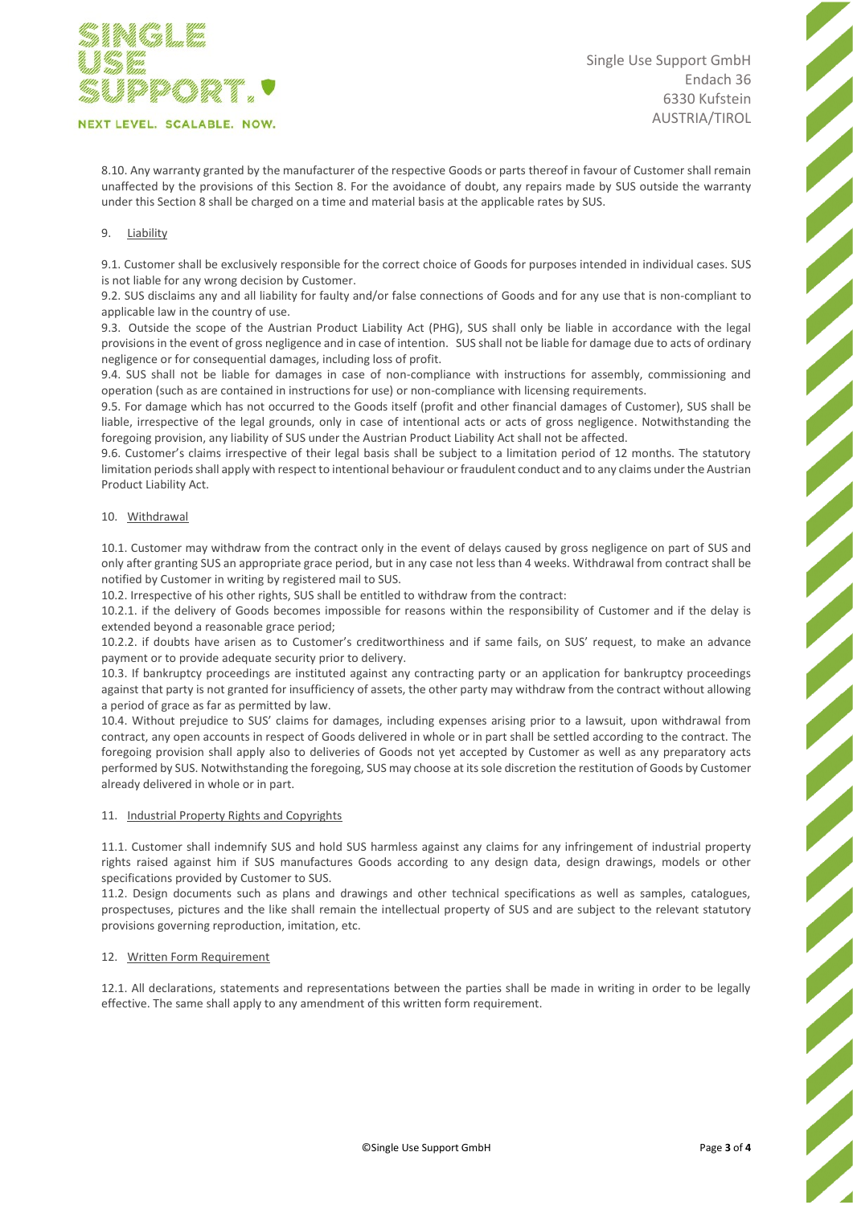8.10. Any warranty granted by the manufacturer of the respective Goods or parts thereof in favour of Customer shall remain unaffected by the provisions of this Section 8. For the avoidance of doubt, any repairs made by SUS outside the warranty under this Section 8 shall be charged on a time and material basis at the applicable rates by SUS.

## 9. Liability

9.1. Customer shall be exclusively responsible for the correct choice of Goods for purposes intended in individual cases. SUS is not liable for any wrong decision by Customer.

9.2. SUS disclaims any and all liability for faulty and/or false connections of Goods and for any use that is non-compliant to applicable law in the country of use.

9.3. Outside the scope of the Austrian Product Liability Act (PHG), SUS shall only be liable in accordance with the legal provisions in the event of gross negligence and in case of intention. SUS shall not be liable for damage due to acts of ordinary negligence or for consequential damages, including loss of profit.

9.4. SUS shall not be liable for damages in case of non-compliance with instructions for assembly, commissioning and operation (such as are contained in instructions for use) or non-compliance with licensing requirements.

9.5. For damage which has not occurred to the Goods itself (profit and other financial damages of Customer), SUS shall be liable, irrespective of the legal grounds, only in case of intentional acts or acts of gross negligence. Notwithstanding the foregoing provision, any liability of SUS under the Austrian Product Liability Act shall not be affected.

9.6. Customer's claims irrespective of their legal basis shall be subject to a limitation period of 12 months. The statutory limitation periods shall apply with respect to intentional behaviour or fraudulent conduct and to any claims under the Austrian Product Liability Act.

## 10. Withdrawal

10.1. Customer may withdraw from the contract only in the event of delays caused by gross negligence on part of SUS and only after granting SUS an appropriate grace period, but in any case not less than 4 weeks. Withdrawal from contract shall be notified by Customer in writing by registered mail to SUS.

10.2. Irrespective of his other rights, SUS shall be entitled to withdraw from the contract:

10.2.1. if the delivery of Goods becomes impossible for reasons within the responsibility of Customer and if the delay is extended beyond a reasonable grace period;

10.2.2. if doubts have arisen as to Customer's creditworthiness and if same fails, on SUS' request, to make an advance payment or to provide adequate security prior to delivery.

10.3. If bankruptcy proceedings are instituted against any contracting party or an application for bankruptcy proceedings against that party is not granted for insufficiency of assets, the other party may withdraw from the contract without allowing a period of grace as far as permitted by law.

10.4. Without prejudice to SUS' claims for damages, including expenses arising prior to a lawsuit, upon withdrawal from contract, any open accounts in respect of Goods delivered in whole or in part shall be settled according to the contract. The foregoing provision shall apply also to deliveries of Goods not yet accepted by Customer as well as any preparatory acts performed by SUS. Notwithstanding the foregoing, SUS may choose at its sole discretion the restitution of Goods by Customer already delivered in whole or in part.

## 11. Industrial Property Rights and Copyrights

11.1. Customer shall indemnify SUS and hold SUS harmless against any claims for any infringement of industrial property rights raised against him if SUS manufactures Goods according to any design data, design drawings, models or other specifications provided by Customer to SUS.

11.2. Design documents such as plans and drawings and other technical specifications as well as samples, catalogues, prospectuses, pictures and the like shall remain the intellectual property of SUS and are subject to the relevant statutory provisions governing reproduction, imitation, etc.

## 12. Written Form Requirement

12.1. All declarations, statements and representations between the parties shall be made in writing in order to be legally effective. The same shall apply to any amendment of this written form requirement.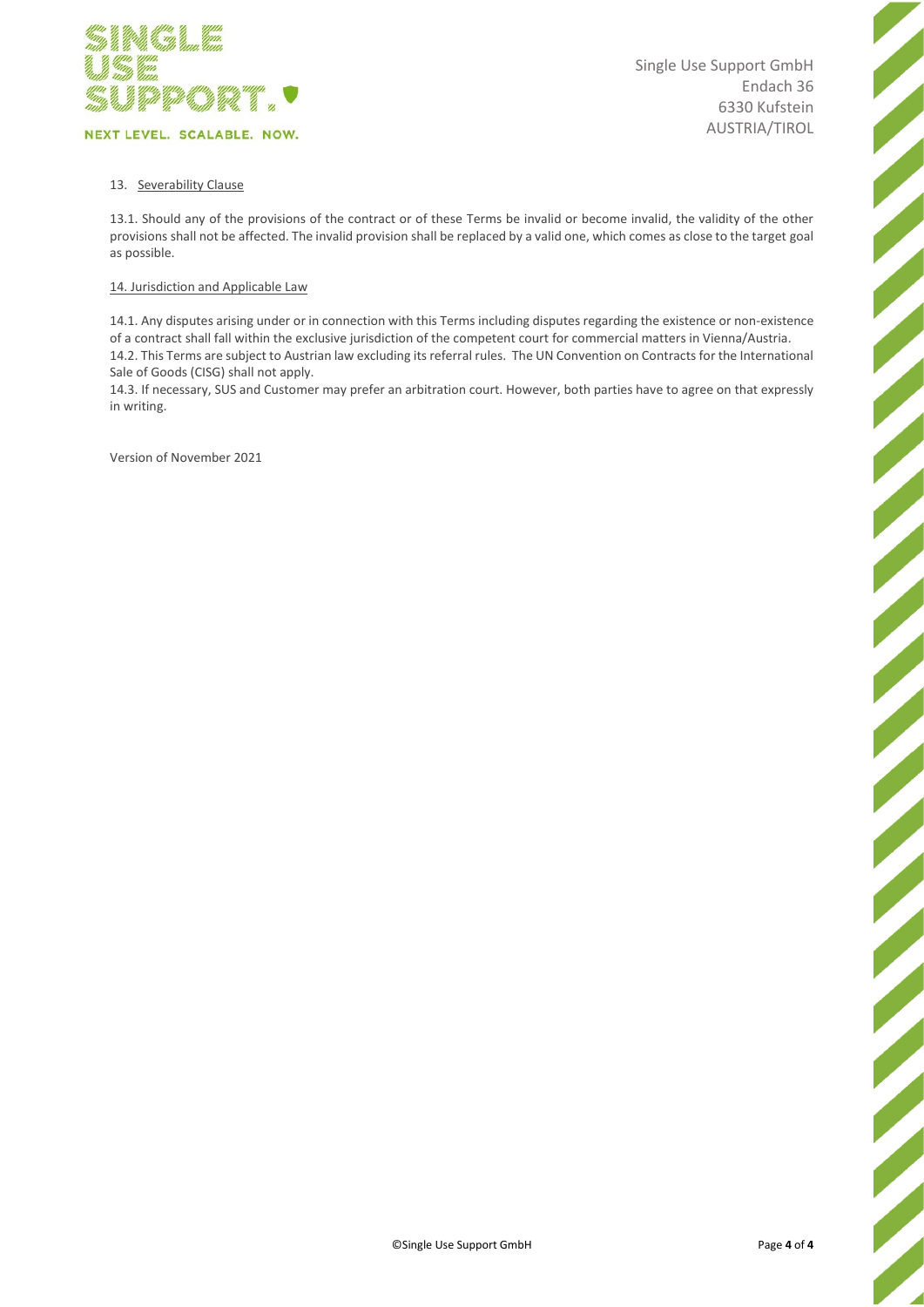## 13. Severability Clause

13.1. Should any of the provisions of the contract or of these Terms be invalid or become invalid, the validity of the other provisions shall not be affected. The invalid provision shall be replaced by a valid one, which comes as close to the target goal as possible.

## 14. Jurisdiction and Applicable Law

14.1. Any disputes arising under or in connection with this Terms including disputes regarding the existence or non-existence of a contract shall fall within the exclusive jurisdiction of the competent court for commercial matters in Vienna/Austria.
14.2. This Terms are subject to Austrian law excluding its referral rules. The UN Convention on Contracts for the International Sale of Goods (CISG) shall not apply.
14.3. If necessary, SUS and Customer may prefer an arbitration court. However, both parties have to agree on that expressly in writing.

Version of November 2021